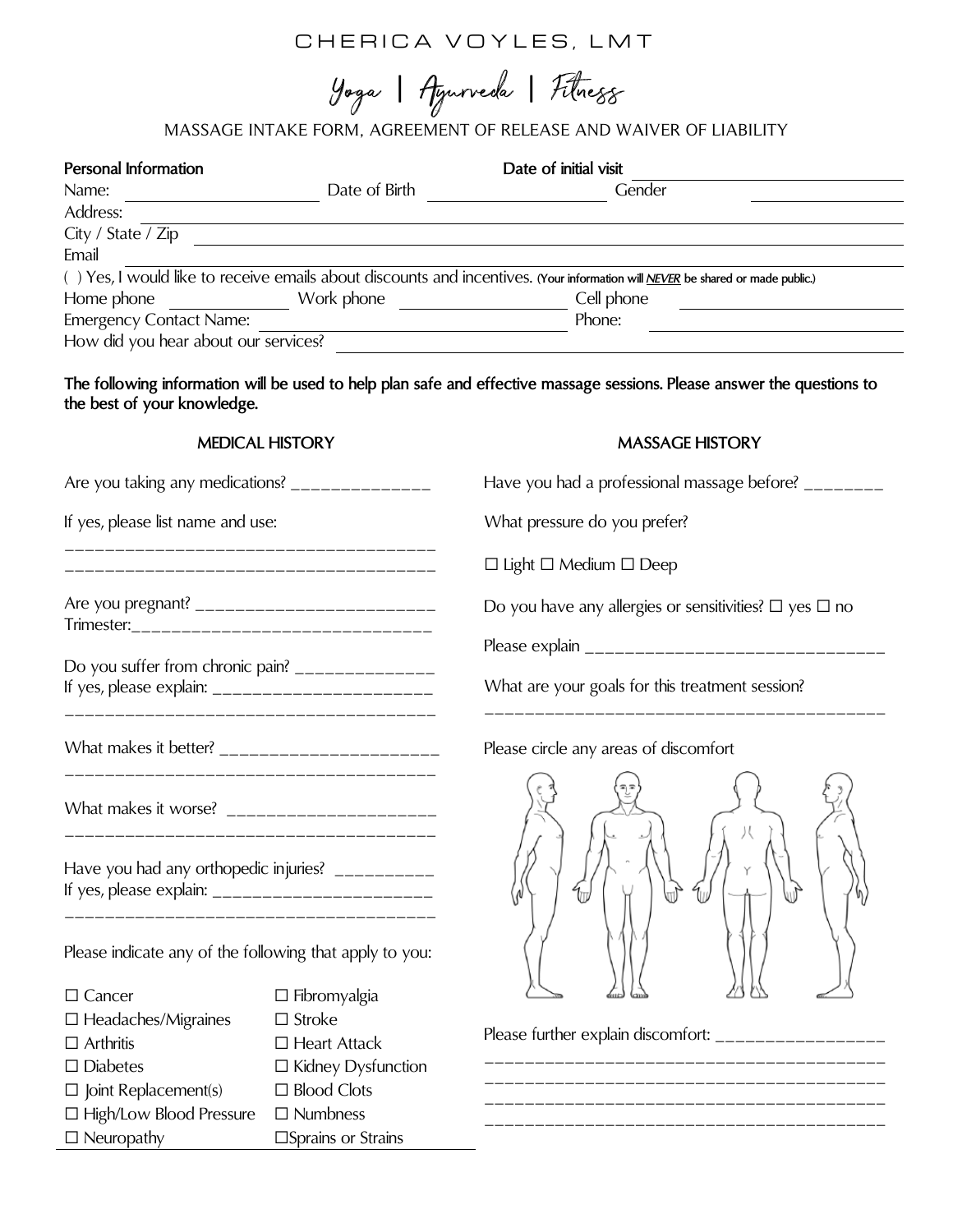# CHERICA VOYLES, LMT

## Yoga | Ayurveda | Fitness

MASSAGE INTAKE FORM, AGREEMENT OF RELEASE AND WAIVER OF LIABILITY

**Personal Information** **Date of initial visit** ______________________

Name: ______________________ Date of Birth ______________________ Gender ______________

Address: ______________________________________________________________________

City / State / Zip ______________________________________________________________

Email ______________________________________________________________________

( ) Yes, I would like to receive emails about discounts and incentives. (Your information will ***NEVER*** be shared or made public.)

Home phone ______________ Work phone ______________ Cell phone ______________

Emergency Contact Name: ______________________________ Phone: ______________________

How did you hear about our services? ______________________________________________

**The following information will be used to help plan safe and effective massage sessions. Please answer the questions to the best of your knowledge.**

### MEDICAL HISTORY

Are you taking any medications? ______________

If yes, please list name and use:

______________________________________

______________________________________

Are you pregnant? ________________________

Trimester:______________________________

Do you suffer from chronic pain? ______________

If yes, please explain: ______________________

______________________________________

What makes it better? ______________________

______________________________________

What makes it worse? ______________________

______________________________________

Have you had any orthopedic injuries? __________

If yes, please explain: ______________________

______________________________________

Please indicate any of the following that apply to you:

☐ Cancer ☐ Fibromyalgia
☐ Headaches/Migraines ☐ Stroke
☐ Arthritis ☐ Heart Attack
☐ Diabetes ☐ Kidney Dysfunction
☐ Joint Replacement(s) ☐ Blood Clots
☐ High/Low Blood Pressure ☐ Numbness
☐ Neuropathy ☐ Sprains or Strains

### MASSAGE HISTORY

Have you had a professional massage before? ________

What pressure do you prefer?

☐ Light ☐ Medium ☐ Deep

Do you have any allergies or sensitivities? ☐ yes ☐ no

Please explain ______________________________

What are your goals for this treatment session?

______________________________________

Please circle any areas of discomfort

Please further explain discomfort: ________________

______________________________________

______________________________________

______________________________________

______________________________________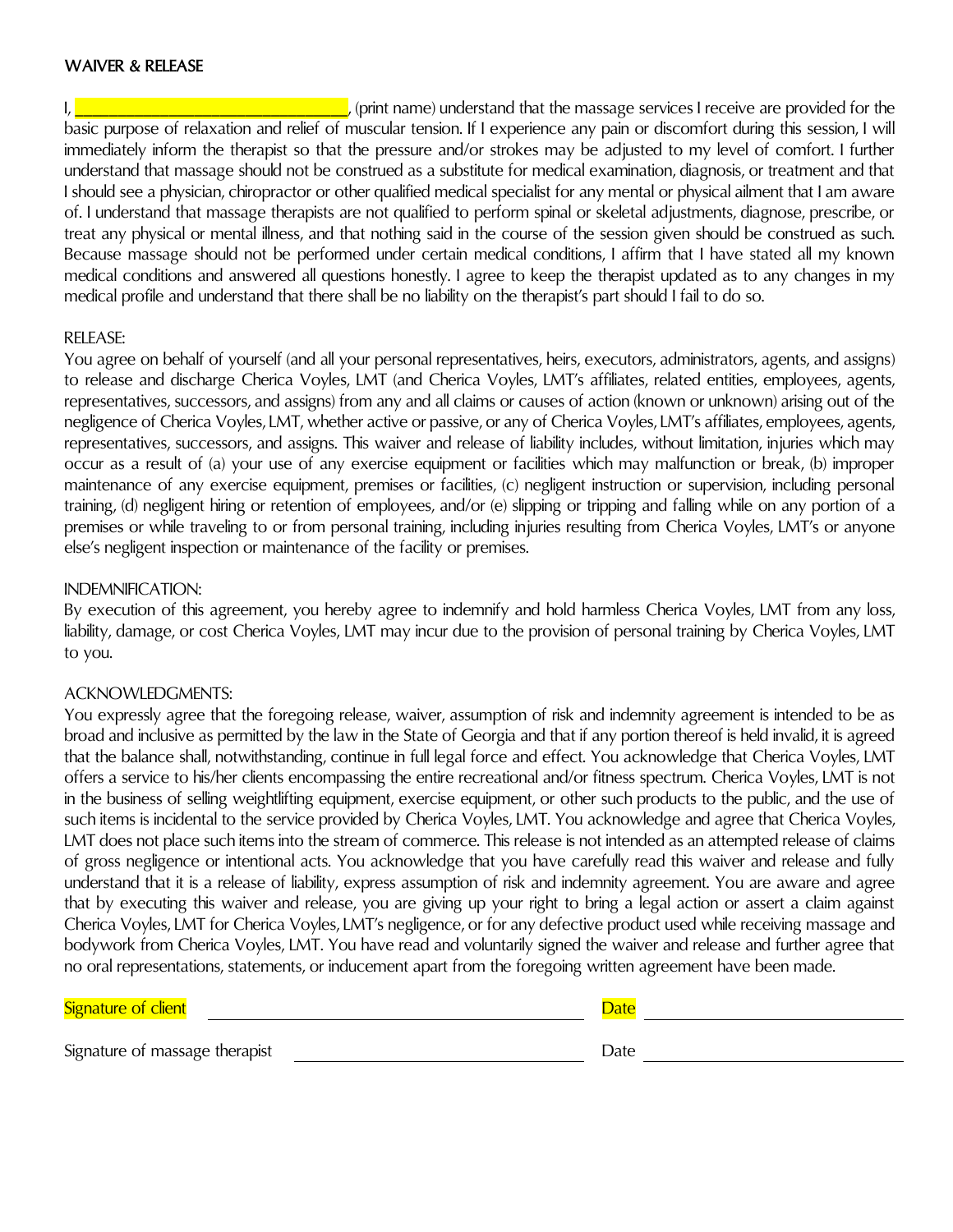## WAIVER & RELEASE

I, ________________________________, (print name) understand that the massage services I receive are provided for the basic purpose of relaxation and relief of muscular tension. If I experience any pain or discomfort during this session, I will immediately inform the therapist so that the pressure and/or strokes may be adjusted to my level of comfort. I further understand that massage should not be construed as a substitute for medical examination, diagnosis, or treatment and that I should see a physician, chiropractor or other qualified medical specialist for any mental or physical ailment that I am aware of. I understand that massage therapists are not qualified to perform spinal or skeletal adjustments, diagnose, prescribe, or treat any physical or mental illness, and that nothing said in the course of the session given should be construed as such. Because massage should not be performed under certain medical conditions, I affirm that I have stated all my known medical conditions and answered all questions honestly. I agree to keep the therapist updated as to any changes in my medical profile and understand that there shall be no liability on the therapist's part should I fail to do so.

RELEASE:
You agree on behalf of yourself (and all your personal representatives, heirs, executors, administrators, agents, and assigns) to release and discharge Cherica Voyles, LMT (and Cherica Voyles, LMT's affiliates, related entities, employees, agents, representatives, successors, and assigns) from any and all claims or causes of action (known or unknown) arising out of the negligence of Cherica Voyles, LMT, whether active or passive, or any of Cherica Voyles, LMT's affiliates, employees, agents, representatives, successors, and assigns. This waiver and release of liability includes, without limitation, injuries which may occur as a result of (a) your use of any exercise equipment or facilities which may malfunction or break, (b) improper maintenance of any exercise equipment, premises or facilities, (c) negligent instruction or supervision, including personal training, (d) negligent hiring or retention of employees, and/or (e) slipping or tripping and falling while on any portion of a premises or while traveling to or from personal training, including injuries resulting from Cherica Voyles, LMT's or anyone else's negligent inspection or maintenance of the facility or premises.

INDEMNIFICATION:
By execution of this agreement, you hereby agree to indemnify and hold harmless Cherica Voyles, LMT from any loss, liability, damage, or cost Cherica Voyles, LMT may incur due to the provision of personal training by Cherica Voyles, LMT to you.

ACKNOWLEDGMENTS:
You expressly agree that the foregoing release, waiver, assumption of risk and indemnity agreement is intended to be as broad and inclusive as permitted by the law in the State of Georgia and that if any portion thereof is held invalid, it is agreed that the balance shall, notwithstanding, continue in full legal force and effect. You acknowledge that Cherica Voyles, LMT offers a service to his/her clients encompassing the entire recreational and/or fitness spectrum. Cherica Voyles, LMT is not in the business of selling weightlifting equipment, exercise equipment, or other such products to the public, and the use of such items is incidental to the service provided by Cherica Voyles, LMT. You acknowledge and agree that Cherica Voyles, LMT does not place such items into the stream of commerce. This release is not intended as an attempted release of claims of gross negligence or intentional acts. You acknowledge that you have carefully read this waiver and release and fully understand that it is a release of liability, express assumption of risk and indemnity agreement. You are aware and agree that by executing this waiver and release, you are giving up your right to bring a legal action or assert a claim against Cherica Voyles, LMT for Cherica Voyles, LMT's negligence, or for any defective product used while receiving massage and bodywork from Cherica Voyles, LMT. You have read and voluntarily signed the waiver and release and further agree that no oral representations, statements, or inducement apart from the foregoing written agreement have been made.

Signature of client ________________________________ Date ____________________

Signature of massage therapist ________________________________ Date ____________________